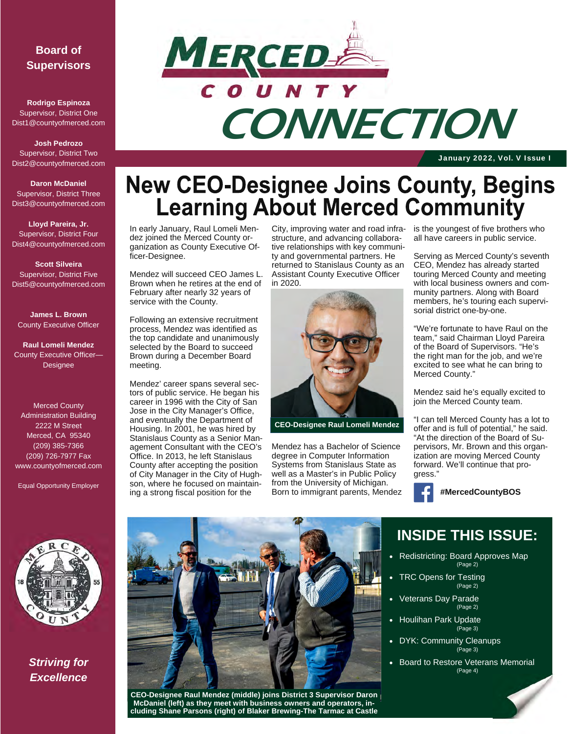# Merced County Connection

January 2022, Vol. V Issue I

**Board of Supervisors**

**Rodrigo Espinoza**
Supervisor, District One
Dist1@countyofmerced.com

**Josh Pedrozo**
Supervisor, District Two
Dist2@countyofmerced.com

**Daron McDaniel**
Supervisor, District Three
Dist3@countyofmerced.com

**Lloyd Pareira, Jr.**
Supervisor, District Four
Dist4@countyofmerced.com

**Scott Silveira**
Supervisor, District Five
Dist5@countyofmerced.com

**James L. Brown**
County Executive Officer

**Raul Lomeli Mendez**
County Executive Officer—Designee

Merced County
Administration Building
2222 M Street
Merced, CA 95340
(209) 385-7366
(209) 726-7977 Fax
www.countyofmerced.com

Equal Opportunity Employer

***Striving for Excellence***

## New CEO-Designee Joins County, Begins Learning About Merced Community

In early January, Raul Lomeli Mendez joined the Merced County organization as County Executive Officer-Designee.

Mendez will succeed CEO James L. Brown when he retires at the end of February after nearly 32 years of service with the County.

Following an extensive recruitment process, Mendez was identified as the top candidate and unanimously selected by the Board to succeed Brown during a December Board meeting.

Mendez' career spans several sectors of public service. He began his career in 1996 with the City of San Jose in the City Manager's Office, and eventually the Department of Housing. In 2001, he was hired by Stanislaus County as a Senior Management Consultant with the CEO's Office. In 2013, he left Stanislaus County after accepting the position of City Manager in the City of Hughson, where he focused on maintaining a strong fiscal position for the City, improving water and road infrastructure, and advancing collaborative relationships with key community and governmental partners. He returned to Stanislaus County as an Assistant County Executive Officer in 2020.

**CEO-Designee Raul Lomeli Mendez**

Mendez has a Bachelor of Science degree in Computer Information Systems from Stanislaus State as well as a Master's in Public Policy from the University of Michigan. Born to immigrant parents, Mendez is the youngest of five brothers who all have careers in public service.

Serving as Merced County's seventh CEO, Mendez has already started touring Merced County and meeting with local business owners and community partners. Along with Board members, he's touring each supervisorial district one-by-one.

"We're fortunate to have Raul on the team," said Chairman Lloyd Pareira of the Board of Supervisors. "He's the right man for the job, and we're excited to see what he can bring to Merced County."

Mendez said he's equally excited to join the Merced County team.

"I can tell Merced County has a lot to offer and is full of potential," he said. "At the direction of the Board of Supervisors, Mr. Brown and this organization are moving Merced County forward. We'll continue that progress."

**#MercedCountyBOS**

**CEO-Designee Raul Mendez (middle) joins District 3 Supervisor Daron McDaniel (left) as they meet with business owners and operators, including Shane Parsons (right) of Blaker Brewing-The Tarmac at Castle**

## INSIDE THIS ISSUE:

- Redistricting: Board Approves Map (Page 2)
- TRC Opens for Testing (Page 2)
- Veterans Day Parade (Page 2)
- Houlihan Park Update (Page 3)
- DYK: Community Cleanups (Page 3)
- Board to Restore Veterans Memorial (Page 4)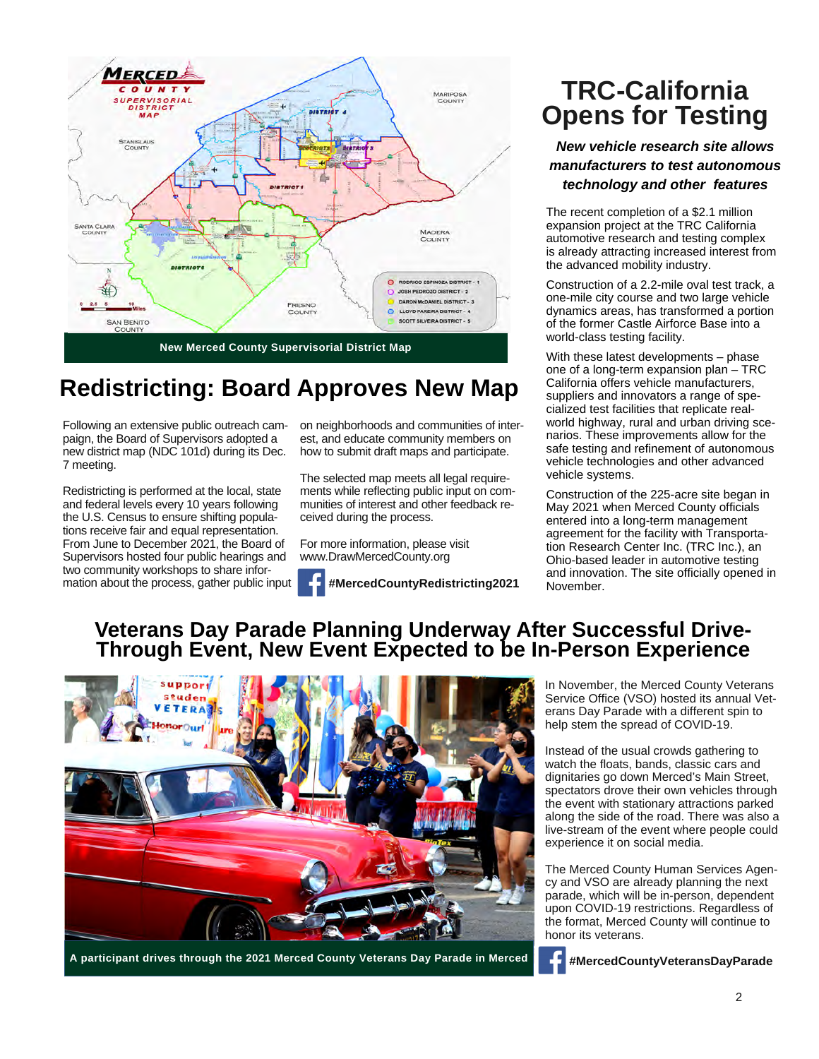New Merced County Supervisorial District Map

## Redistricting: Board Approves New Map

Following an extensive public outreach campaign, the Board of Supervisors adopted a new district map (NDC 101d) during its Dec. 7 meeting.

Redistricting is performed at the local, state and federal levels every 10 years following the U.S. Census to ensure shifting populations receive fair and equal representation. From June to December 2021, the Board of Supervisors hosted four public hearings and two community workshops to share information about the process, gather public input on neighborhoods and communities of interest, and educate community members on how to submit draft maps and participate.

The selected map meets all legal requirements while reflecting public input on communities of interest and other feedback received during the process.

For more information, please visit www.DrawMercedCounty.org

**#MercedCountyRedistricting2021**

## TRC-California Opens for Testing

***New vehicle research site allows manufacturers to test autonomous technology and other features***

The recent completion of a $2.1 million expansion project at the TRC California automotive research and testing complex is already attracting increased interest from the advanced mobility industry.

Construction of a 2.2-mile oval test track, a one-mile city course and two large vehicle dynamics areas, has transformed a portion of the former Castle Airforce Base into a world-class testing facility.

With these latest developments – phase one of a long-term expansion plan – TRC California offers vehicle manufacturers, suppliers and innovators a range of specialized test facilities that replicate real-world highway, rural and urban driving scenarios. These improvements allow for the safe testing and refinement of autonomous vehicle technologies and other advanced vehicle systems.

Construction of the 225-acre site began in May 2021 when Merced County officials entered into a long-term management agreement for the facility with Transportation Research Center Inc. (TRC Inc.), an Ohio-based leader in automotive testing and innovation. The site officially opened in November.

## Veterans Day Parade Planning Underway After Successful Drive-Through Event, New Event Expected to be In-Person Experience

A participant drives through the 2021 Merced County Veterans Day Parade in Merced

In November, the Merced County Veterans Service Office (VSO) hosted its annual Veterans Day Parade with a different spin to help stem the spread of COVID-19.

Instead of the usual crowds gathering to watch the floats, bands, classic cars and dignitaries go down Merced's Main Street, spectators drove their own vehicles through the event with stationary attractions parked along the side of the road. There was also a live-stream of the event where people could experience it on social media.

The Merced County Human Services Agency and VSO are already planning the next parade, which will be in-person, dependent upon COVID-19 restrictions. Regardless of the format, Merced County will continue to honor its veterans.

**#MercedCountyVeteransDayParade**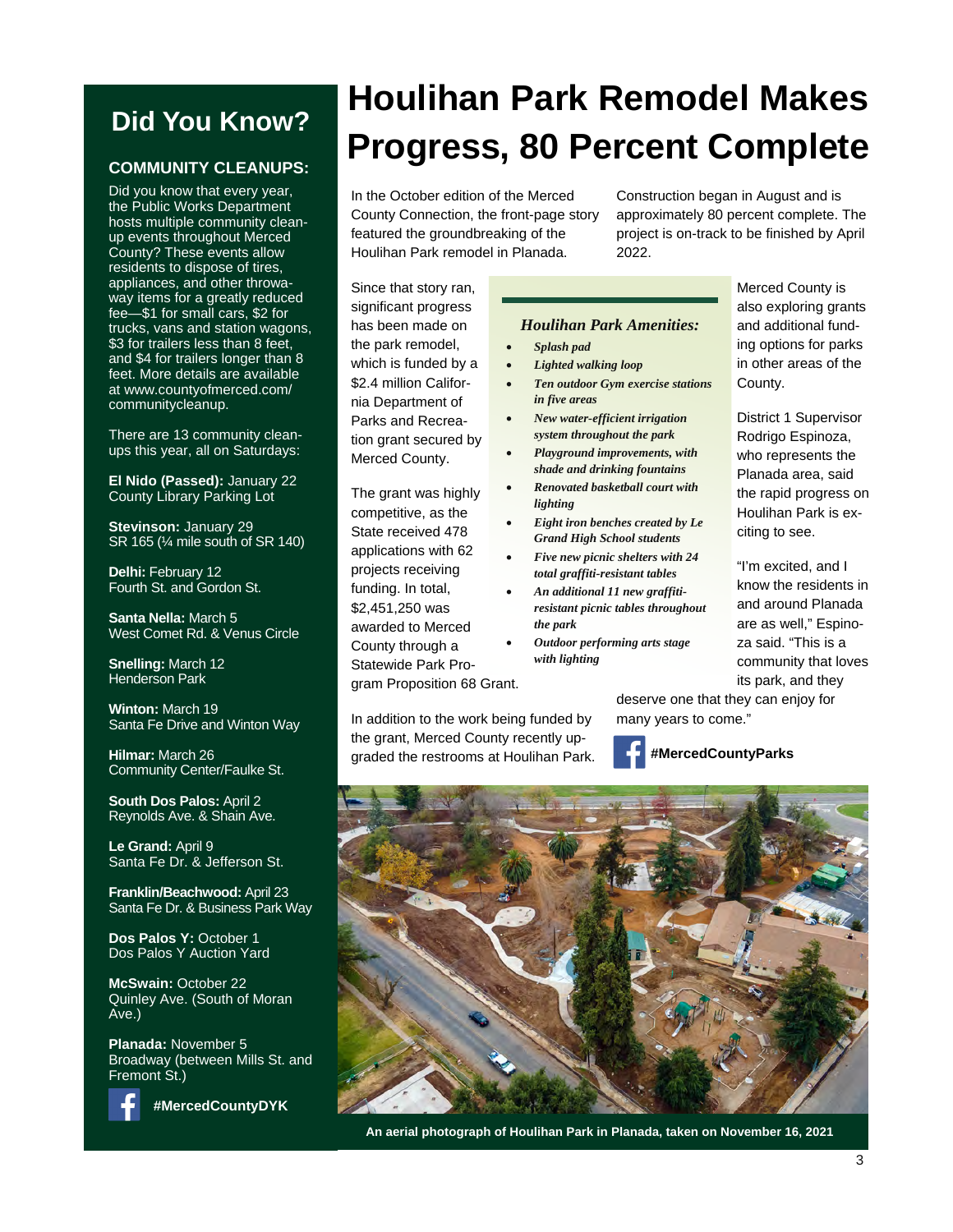## Did You Know?

**COMMUNITY CLEANUPS:**

Did you know that every year, the Public Works Department hosts multiple community clean-up events throughout Merced County? These events allow residents to dispose of tires, appliances, and other throwaway items for a greatly reduced fee—$1 for small cars, $2 for trucks, vans and station wagons, $3 for trailers less than 8 feet, and $4 for trailers longer than 8 feet. More details are available at www.countyofmerced.com/communitycleanup.

There are 13 community clean-ups this year, all on Saturdays:

**El Nido (Passed):** January 22
County Library Parking Lot

**Stevinson:** January 29
SR 165 (¼ mile south of SR 140)

**Delhi:** February 12
Fourth St. and Gordon St.

**Santa Nella:** March 5
West Comet Rd. & Venus Circle

**Snelling:** March 12
Henderson Park

**Winton:** March 19
Santa Fe Drive and Winton Way

**Hilmar:** March 26
Community Center/Faulke St.

**South Dos Palos:** April 2
Reynolds Ave. & Shain Ave.

**Le Grand:** April 9
Santa Fe Dr. & Jefferson St.

**Franklin/Beachwood:** April 23
Santa Fe Dr. & Business Park Way

**Dos Palos Y:** October 1
Dos Palos Y Auction Yard

**McSwain:** October 22
Quinley Ave. (South of Moran Ave.)

**Planada:** November 5
Broadway (between Mills St. and Fremont St.)

**#MercedCountyDYK**

# Houlihan Park Remodel Makes Progress, 80 Percent Complete

In the October edition of the Merced County Connection, the front-page story featured the groundbreaking of the Houlihan Park remodel in Planada.

Construction began in August and is approximately 80 percent complete. The project is on-track to be finished by April 2022.

Since that story ran, significant progress has been made on the park remodel, which is funded by a $2.4 million California Department of Parks and Recreation grant secured by Merced County.

The grant was highly competitive, as the State received 478 applications with 62 projects receiving funding. In total, $2,451,250 was awarded to Merced County through a Statewide Park Program Proposition 68 Grant.

In addition to the work being funded by the grant, Merced County recently upgraded the restrooms at Houlihan Park.

### *Houlihan Park Amenities:*

- ***Splash pad***
- ***Lighted walking loop***
- ***Ten outdoor Gym exercise stations in five areas***
- ***New water-efficient irrigation system throughout the park***
- ***Playground improvements, with shade and drinking fountains***
- ***Renovated basketball court with lighting***
- ***Eight iron benches created by Le Grand High School students***
- ***Five new picnic shelters with 24 total graffiti-resistant tables***
- ***An additional 11 new graffiti-resistant picnic tables throughout the park***
- ***Outdoor performing arts stage with lighting***

Merced County is also exploring grants and additional funding options for parks in other areas of the County.

District 1 Supervisor Rodrigo Espinoza, who represents the Planada area, said the rapid progress on Houlihan Park is exciting to see.

"I'm excited, and I know the residents in and around Planada are as well," Espinoza said. "This is a community that loves its park, and they deserve one that they can enjoy for many years to come."

**#MercedCountyParks**

**An aerial photograph of Houlihan Park in Planada, taken on November 16, 2021**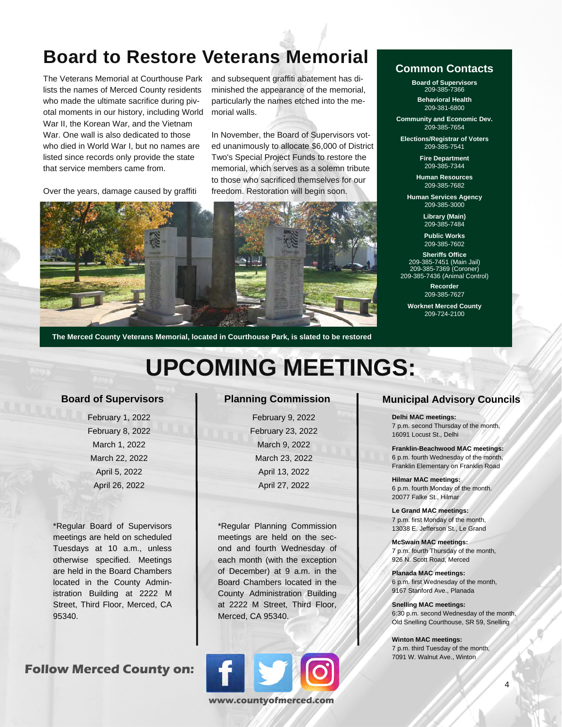# Board to Restore Veterans Memorial

The Veterans Memorial at Courthouse Park lists the names of Merced County residents who made the ultimate sacrifice during pivotal moments in our history, including World War II, the Korean War, and the Vietnam War. One wall is also dedicated to those who died in World War I, but no names are listed since records only provide the state that service members came from.

Over the years, damage caused by graffiti and subsequent graffiti abatement has diminished the appearance of the memorial, particularly the names etched into the memorial walls.

In November, the Board of Supervisors voted unanimously to allocate $6,000 of District Two's Special Project Funds to restore the memorial, which serves as a solemn tribute to those who sacrificed themselves for our freedom. Restoration will begin soon.

**The Merced County Veterans Memorial, located in Courthouse Park, is slated to be restored**

## Common Contacts

**Board of Supervisors**
209-385-7366

**Behavioral Health**
209-381-6800

**Community and Economic Dev.**
209-385-7654

**Elections/Registrar of Voters**
209-385-7541

**Fire Department**
209-385-7344

**Human Resources**
209-385-7682

**Human Services Agency**
209-385-3000

**Library (Main)**
209-385-7484

**Public Works**
209-385-7602

**Sheriffs Office**
209-385-7451 (Main Jail)
209-385-7369 (Coroner)
209-385-7436 (Animal Control)

**Recorder**
209-385-7627

**Worknet Merced County**
209-724-2100

# UPCOMING MEETINGS:

### Board of Supervisors

February 1, 2022
February 8, 2022
March 1, 2022
March 22, 2022
April 5, 2022
April 26, 2022

*Regular Board of Supervisors meetings are held on scheduled Tuesdays at 10 a.m., unless otherwise specified. Meetings are held in the Board Chambers located in the County Administration Building at 2222 M Street, Third Floor, Merced, CA 95340.

### Planning Commission

February 9, 2022
February 23, 2022
March 9, 2022
March 23, 2022
April 13, 2022
April 27, 2022

*Regular Planning Commission meetings are held on the second and fourth Wednesday of each month (with the exception of December) at 9 a.m. in the Board Chambers located in the County Administration Building at 2222 M Street, Third Floor, Merced, CA 95340.

### Municipal Advisory Councils

**Delhi MAC meetings:**
7 p.m. second Thursday of the month,
16091 Locust St., Delhi

**Franklin-Beachwood MAC meetings:**
6 p.m. fourth Wednesday of the month,
Franklin Elementary on Franklin Road

**Hilmar MAC meetings:**
6 p.m. fourth Monday of the month.
20077 Falke St., Hilmar

**Le Grand MAC meetings:**
7 p.m. first Monday of the month,
13038 E. Jefferson St., Le Grand

**McSwain MAC meetings:**
7 p.m. fourth Thursday of the month,
926 N. Scott Road, Merced

**Planada MAC meetings:**
6 p.m. first Wednesday of the month,
9167 Stanford Ave., Planada

**Snelling MAC meetings:**
6:30 p.m. second Wednesday of the month,
Old Snelling Courthouse, SR 59, Snelling

**Winton MAC meetings:**
7 p.m. third Tuesday of the month,
7091 W. Walnut Ave., Winton

**Follow Merced County on:**

www.countyofmerced.com